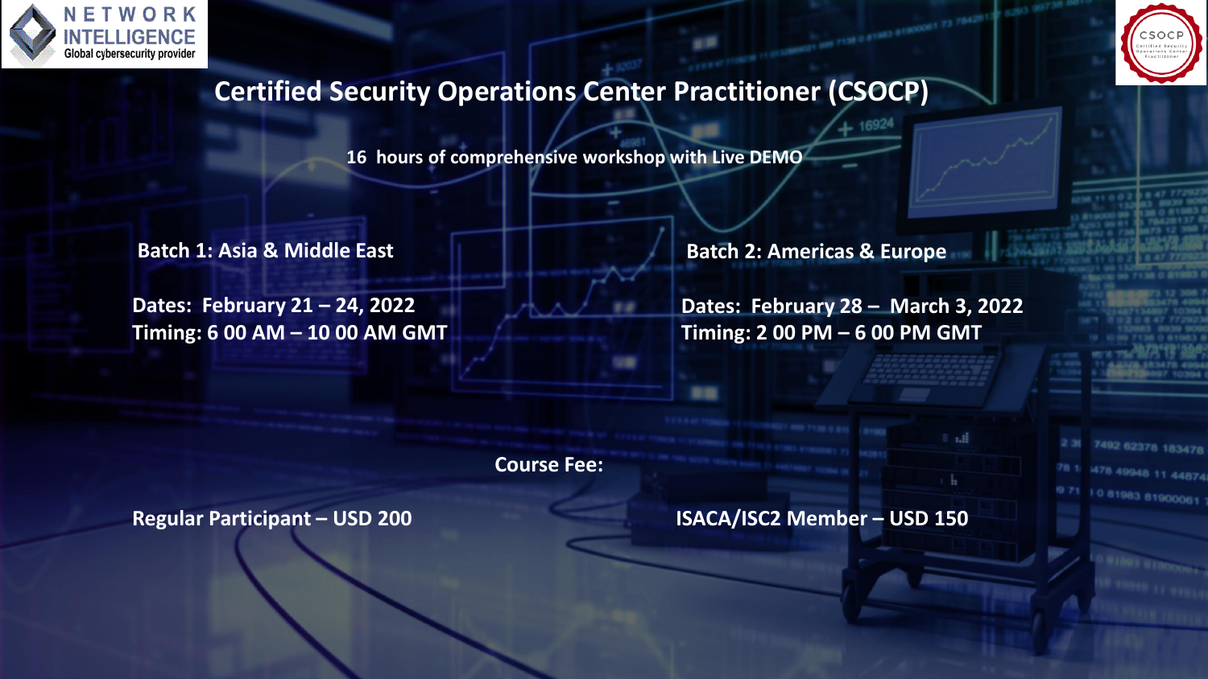NETWORK INTELLIGENCE
Global cybersecurity provider

# Certified Security Operations Center Practitioner (CSOCP)

**16 hours of comprehensive workshop with Live DEMO**

**Batch 1: Asia & Middle East**

**Dates: February 21 – 24, 2022**
**Timing: 6 00 AM – 10 00 AM GMT**

**Batch 2: Americas & Europe**

**Dates: February 28 – March 3, 2022**
**Timing: 2 00 PM – 6 00 PM GMT**

**Course Fee:**

**Regular Participant – USD 200**

**ISACA/ISC2 Member – USD 150**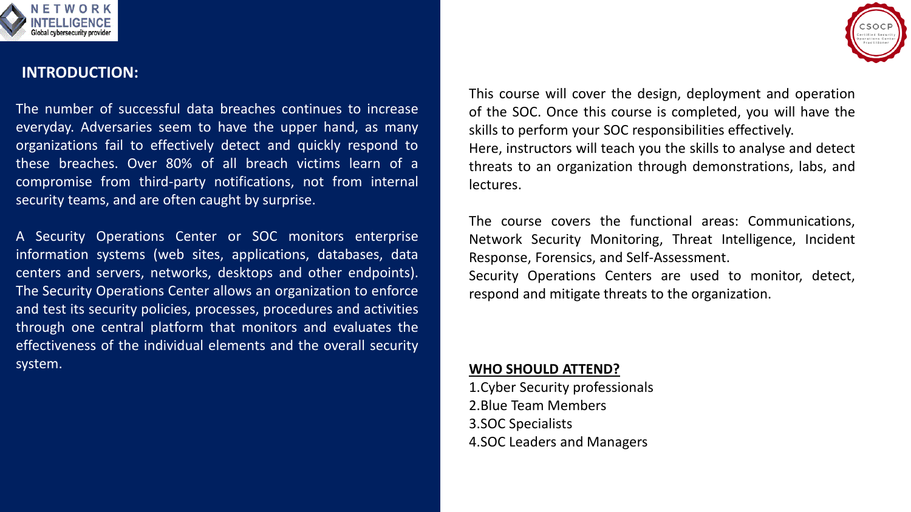## INTRODUCTION:

The number of successful data breaches continues to increase everyday. Adversaries seem to have the upper hand, as many organizations fail to effectively detect and quickly respond to these breaches. Over 80% of all breach victims learn of a compromise from third-party notifications, not from internal security teams, and are often caught by surprise.

A Security Operations Center or SOC monitors enterprise information systems (web sites, applications, databases, data centers and servers, networks, desktops and other endpoints). The Security Operations Center allows an organization to enforce and test its security policies, processes, procedures and activities through one central platform that monitors and evaluates the effectiveness of the individual elements and the overall security system.

This course will cover the design, deployment and operation of the SOC. Once this course is completed, you will have the skills to perform your SOC responsibilities effectively.
Here, instructors will teach you the skills to analyse and detect threats to an organization through demonstrations, labs, and lectures.

The course covers the functional areas: Communications, Network Security Monitoring, Threat Intelligence, Incident Response, Forensics, and Self-Assessment.
Security Operations Centers are used to monitor, detect, respond and mitigate threats to the organization.

**WHO SHOULD ATTEND?**

1. Cyber Security professionals
2. Blue Team Members
3. SOC Specialists
4. SOC Leaders and Managers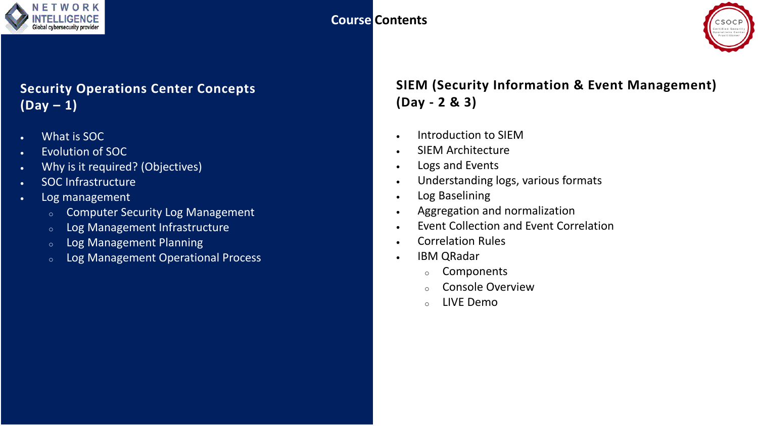# Course Contents

## Security Operations Center Concepts (Day – 1)

- What is SOC
- Evolution of SOC
- Why is it required? (Objectives)
- SOC Infrastructure
- Log management
  - Computer Security Log Management
  - Log Management Infrastructure
  - Log Management Planning
  - Log Management Operational Process

## SIEM (Security Information & Event Management) (Day - 2 & 3)

- Introduction to SIEM
- SIEM Architecture
- Logs and Events
- Understanding logs, various formats
- Log Baselining
- Aggregation and normalization
- Event Collection and Event Correlation
- Correlation Rules
- IBM QRadar
  - Components
  - Console Overview
  - LIVE Demo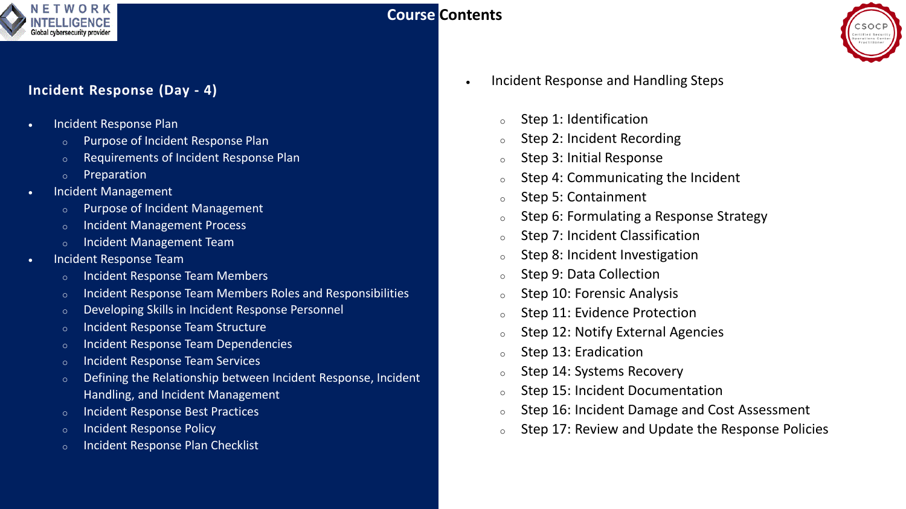# Course Contents

## Incident Response (Day - 4)

- Incident Response Plan
  - Purpose of Incident Response Plan
  - Requirements of Incident Response Plan
  - Preparation
- Incident Management
  - Purpose of Incident Management
  - Incident Management Process
  - Incident Management Team
- Incident Response Team
  - Incident Response Team Members
  - Incident Response Team Members Roles and Responsibilities
  - Developing Skills in Incident Response Personnel
  - Incident Response Team Structure
  - Incident Response Team Dependencies
  - Incident Response Team Services
  - Defining the Relationship between Incident Response, Incident Handling, and Incident Management
  - Incident Response Best Practices
  - Incident Response Policy
  - Incident Response Plan Checklist
- Incident Response and Handling Steps
  - Step 1: Identification
  - Step 2: Incident Recording
  - Step 3: Initial Response
  - Step 4: Communicating the Incident
  - Step 5: Containment
  - Step 6: Formulating a Response Strategy
  - Step 7: Incident Classification
  - Step 8: Incident Investigation
  - Step 9: Data Collection
  - Step 10: Forensic Analysis
  - Step 11: Evidence Protection
  - Step 12: Notify External Agencies
  - Step 13: Eradication
  - Step 14: Systems Recovery
  - Step 15: Incident Documentation
  - Step 16: Incident Damage and Cost Assessment
  - Step 17: Review and Update the Response Policies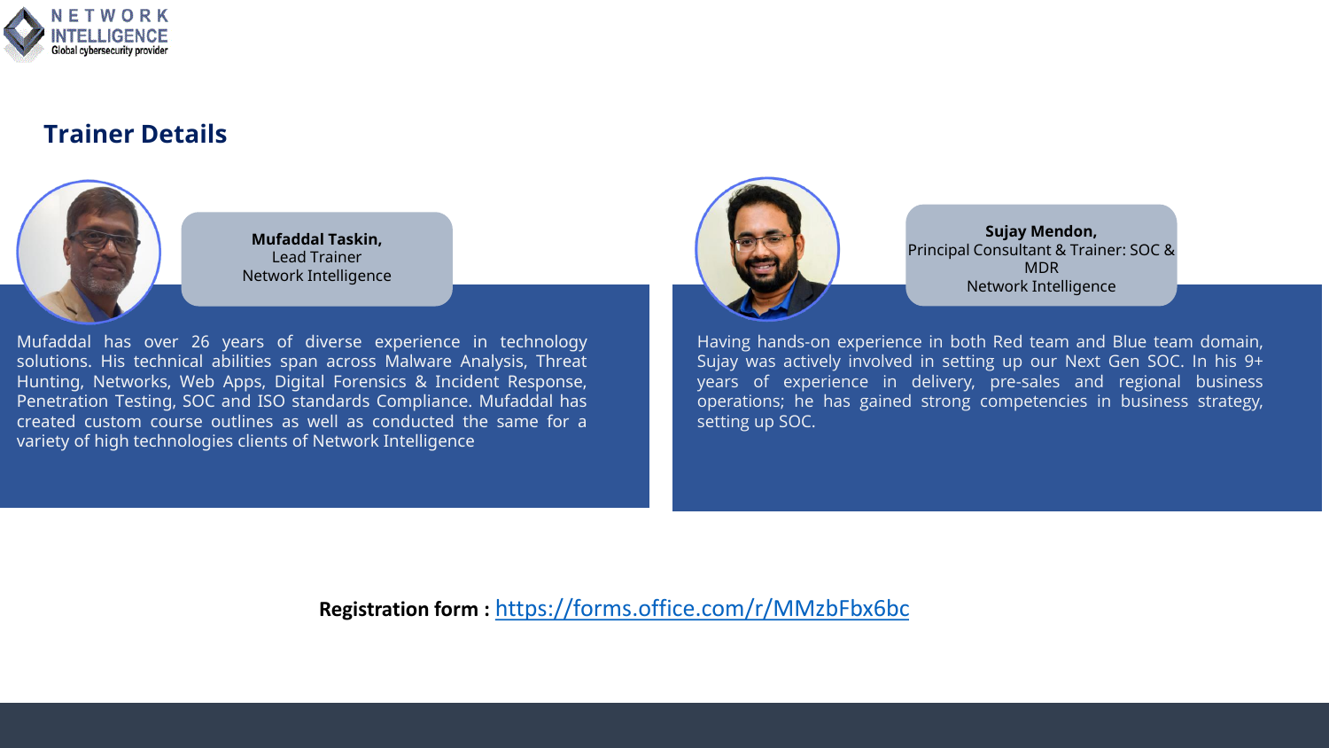## Trainer Details

**Mufaddal Taskin,**
Lead Trainer
Network Intelligence

Mufaddal has over 26 years of diverse experience in technology solutions. His technical abilities span across Malware Analysis, Threat Hunting, Networks, Web Apps, Digital Forensics & Incident Response, Penetration Testing, SOC and ISO standards Compliance. Mufaddal has created custom course outlines as well as conducted the same for a variety of high technologies clients of Network Intelligence

**Sujay Mendon,**
Principal Consultant & Trainer: SOC & MDR
Network Intelligence

Having hands-on experience in both Red team and Blue team domain, Sujay was actively involved in setting up our Next Gen SOC. In his 9+ years of experience in delivery, pre-sales and regional business operations; he has gained strong competencies in business strategy, setting up SOC.

**Registration form :** https://forms.office.com/r/MMzbFbx6bc